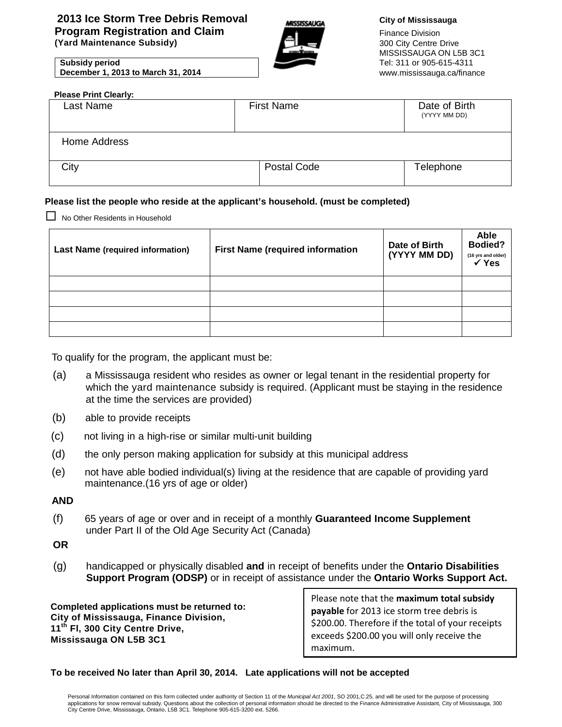# 2013 Ice Storm Tree Debris Removal Program Registration and Claim

**(Yard Maintenance Subsidy)**

**Subsidy period**
**December 1, 2013 to March 31, 2014**

**City of Mississauga**
Finance Division
300 City Centre Drive
MISSISSAUGA ON L5B 3C1
Tel: 311 or 905-615-4311
www.mississauga.ca/finance

**Please Print Clearly:**

| Last Name | First Name | Date of Birth (YYYY MM DD) |
|---|---|---|
| Home Address | | |
| City | Postal Code | Telephone |

**Please list the people who reside at the applicant's household. (must be completed)**

☐ No Other Residents in Household

| Last Name (required information) | First Name (required information | Date of Birth (YYYY MM DD) | Able Bodied? (16 yrs and older) ✓ Yes |
|---|---|---|---|
| | | | |
| | | | |
| | | | |
| | | | |

To qualify for the program, the applicant must be:

(a) a Mississauga resident who resides as owner or legal tenant in the residential property for which the yard maintenance subsidy is required. (Applicant must be staying in the residence at the time the services are provided)

(b) able to provide receipts

(c) not living in a high-rise or similar multi-unit building

(d) the only person making application for subsidy at this municipal address

(e) not have able bodied individual(s) living at the residence that are capable of providing yard maintenance.(16 yrs of age or older)

**AND**

(f) 65 years of age or over and in receipt of a monthly **Guaranteed Income Supplement** under Part II of the Old Age Security Act (Canada)

**OR**

(g) handicapped or physically disabled **and** in receipt of benefits under the **Ontario Disabilities Support Program (ODSP)** or in receipt of assistance under the **Ontario Works Support Act.**

**Completed applications must be returned to:**
**City of Mississauga, Finance Division,**
**11th Fl, 300 City Centre Drive,**
**Mississauga ON L5B 3C1**

Please note that the **maximum total subsidy payable** for 2013 ice storm tree debris is $200.00. Therefore if the total of your receipts exceeds $200.00 you will only receive the maximum.

**To be received No later than April 30, 2014. Late applications will not be accepted**

Personal Information contained on this form collected under authority of Section 11 of the *Municipal Act 2001*, SO 2001,C.25, and will be used for the purpose of processing applications for snow removal subsidy. Questions about the collection of personal information should be directed to the Finance Administrative Assistant, City of Mississauga, 300 City Centre Drive, Mississauga, Ontario, L5B 3C1. Telephone 905-615-3200 ext. 5266.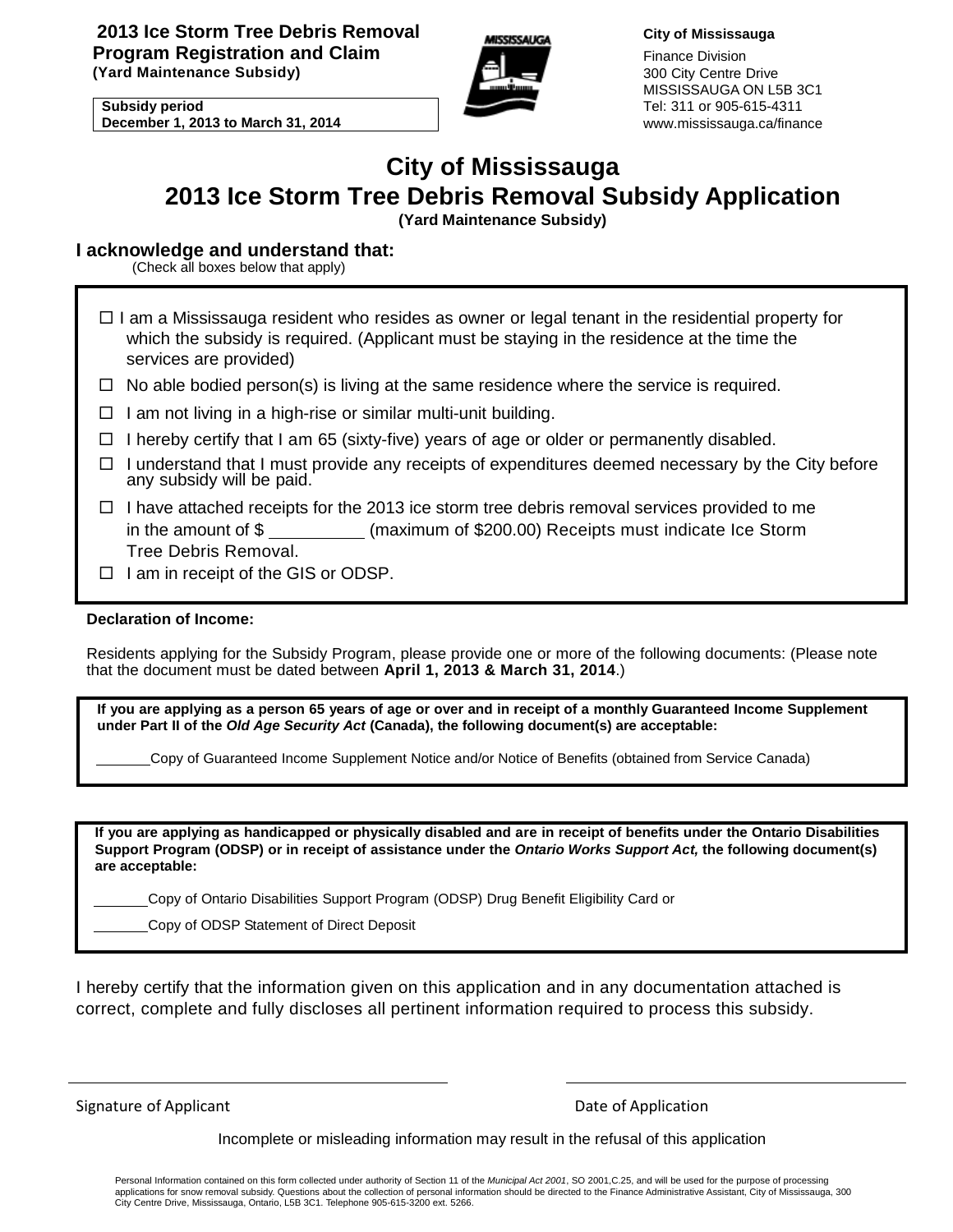**2013 Ice Storm Tree Debris Removal Program Registration and Claim**
**(Yard Maintenance Subsidy)**

**Subsidy period**
**December 1, 2013 to March 31, 2014**

**City of Mississauga**
Finance Division
300 City Centre Drive
MISSISSAUGA ON L5B 3C1
Tel: 311 or 905-615-4311
www.mississauga.ca/finance

# City of Mississauga
# 2013 Ice Storm Tree Debris Removal Subsidy Application

**(Yard Maintenance Subsidy)**

## I acknowledge and understand that:

(Check all boxes below that apply)

- ☐ I am a Mississauga resident who resides as owner or legal tenant in the residential property for which the subsidy is required. (Applicant must be staying in the residence at the time the services are provided)
- ☐ No able bodied person(s) is living at the same residence where the service is required.
- ☐ I am not living in a high-rise or similar multi-unit building.
- ☐ I hereby certify that I am 65 (sixty-five) years of age or older or permanently disabled.
- ☐ I understand that I must provide any receipts of expenditures deemed necessary by the City before any subsidy will be paid.
- ☐ I have attached receipts for the 2013 ice storm tree debris removal services provided to me in the amount of $ __________ (maximum of $200.00) Receipts must indicate Ice Storm Tree Debris Removal.
- ☐ I am in receipt of the GIS or ODSP.

**Declaration of Income:**

Residents applying for the Subsidy Program, please provide one or more of the following documents: (Please note that the document must be dated between **April 1, 2013 & March 31, 2014**.)

**If you are applying as a person 65 years of age or over and in receipt of a monthly Guaranteed Income Supplement under Part II of the *Old Age Security Act* (Canada), the following document(s) are acceptable:**

_______ Copy of Guaranteed Income Supplement Notice and/or Notice of Benefits (obtained from Service Canada)

**If you are applying as handicapped or physically disabled and are in receipt of benefits under the Ontario Disabilities Support Program (ODSP) or in receipt of assistance under the *Ontario Works Support Act,* the following document(s) are acceptable:**

_______ Copy of Ontario Disabilities Support Program (ODSP) Drug Benefit Eligibility Card or

_______ Copy of ODSP Statement of Direct Deposit

I hereby certify that the information given on this application and in any documentation attached is correct, complete and fully discloses all pertinent information required to process this subsidy.

______________________________ Signature of Applicant

______________________________ Date of Application

Incomplete or misleading information may result in the refusal of this application

Personal Information contained on this form collected under authority of Section 11 of the *Municipal Act 2001*, SO 2001,C.25, and will be used for the purpose of processing applications for snow removal subsidy. Questions about the collection of personal information should be directed to the Finance Administrative Assistant, City of Mississauga, 300 City Centre Drive, Mississauga, Ontario, L5B 3C1. Telephone 905-615-3200 ext. 5266.